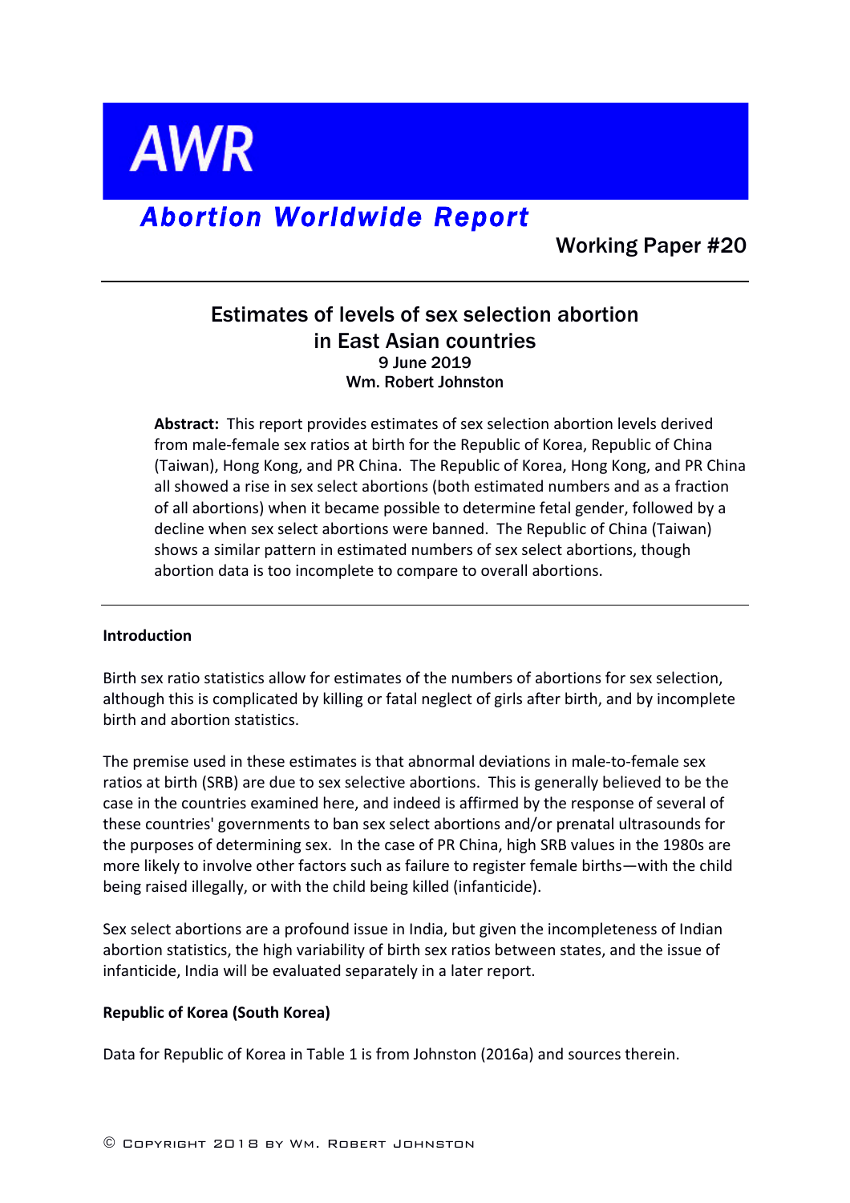# AWR

## *Abortion Worldwide Report*

Working Paper #20

---

### Estimates of levels of sex selection abortion in East Asian countries

**9 June 2019**

**Wm. Robert Johnston**

> **Abstract:** This report provides estimates of sex selection abortion levels derived from male-female sex ratios at birth for the Republic of Korea, Republic of China (Taiwan), Hong Kong, and PR China. The Republic of Korea, Hong Kong, and PR China all showed a rise in sex select abortions (both estimated numbers and as a fraction of all abortions) when it became possible to determine fetal gender, followed by a decline when sex select abortions were banned. The Republic of China (Taiwan) shows a similar pattern in estimated numbers of sex select abortions, though abortion data is too incomplete to compare to overall abortions.

---

**Introduction**

Birth sex ratio statistics allow for estimates of the numbers of abortions for sex selection, although this is complicated by killing or fatal neglect of girls after birth, and by incomplete birth and abortion statistics.

The premise used in these estimates is that abnormal deviations in male-to-female sex ratios at birth (SRB) are due to sex selective abortions. This is generally believed to be the case in the countries examined here, and indeed is affirmed by the response of several of these countries' governments to ban sex select abortions and/or prenatal ultrasounds for the purposes of determining sex. In the case of PR China, high SRB values in the 1980s are more likely to involve other factors such as failure to register female births—with the child being raised illegally, or with the child being killed (infanticide).

Sex select abortions are a profound issue in India, but given the incompleteness of Indian abortion statistics, the high variability of birth sex ratios between states, and the issue of infanticide, India will be evaluated separately in a later report.

**Republic of Korea (South Korea)**

Data for Republic of Korea in Table 1 is from Johnston (2016a) and sources therein.

© Copyright 2018 by Wm. Robert Johnston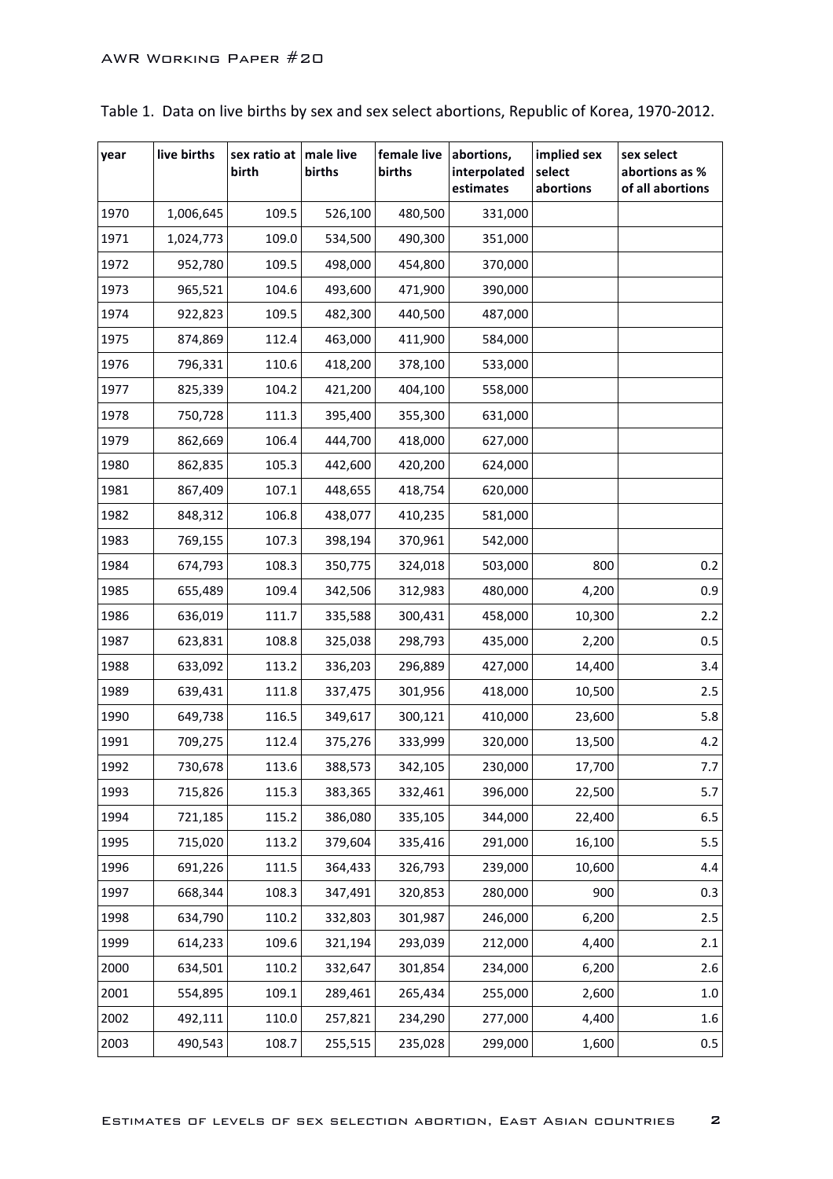Table 1. Data on live births by sex and sex select abortions, Republic of Korea, 1970-2012.

| year | live births | sex ratio at birth | male live births | female live births | abortions, interpolated estimates | implied sex select abortions | sex select abortions as % of all abortions |
|---|---|---|---|---|---|---|---|
| 1970 | 1,006,645 | 109.5 | 526,100 | 480,500 | 331,000 | | |
| 1971 | 1,024,773 | 109.0 | 534,500 | 490,300 | 351,000 | | |
| 1972 | 952,780 | 109.5 | 498,000 | 454,800 | 370,000 | | |
| 1973 | 965,521 | 104.6 | 493,600 | 471,900 | 390,000 | | |
| 1974 | 922,823 | 109.5 | 482,300 | 440,500 | 487,000 | | |
| 1975 | 874,869 | 112.4 | 463,000 | 411,900 | 584,000 | | |
| 1976 | 796,331 | 110.6 | 418,200 | 378,100 | 533,000 | | |
| 1977 | 825,339 | 104.2 | 421,200 | 404,100 | 558,000 | | |
| 1978 | 750,728 | 111.3 | 395,400 | 355,300 | 631,000 | | |
| 1979 | 862,669 | 106.4 | 444,700 | 418,000 | 627,000 | | |
| 1980 | 862,835 | 105.3 | 442,600 | 420,200 | 624,000 | | |
| 1981 | 867,409 | 107.1 | 448,655 | 418,754 | 620,000 | | |
| 1982 | 848,312 | 106.8 | 438,077 | 410,235 | 581,000 | | |
| 1983 | 769,155 | 107.3 | 398,194 | 370,961 | 542,000 | | |
| 1984 | 674,793 | 108.3 | 350,775 | 324,018 | 503,000 | 800 | 0.2 |
| 1985 | 655,489 | 109.4 | 342,506 | 312,983 | 480,000 | 4,200 | 0.9 |
| 1986 | 636,019 | 111.7 | 335,588 | 300,431 | 458,000 | 10,300 | 2.2 |
| 1987 | 623,831 | 108.8 | 325,038 | 298,793 | 435,000 | 2,200 | 0.5 |
| 1988 | 633,092 | 113.2 | 336,203 | 296,889 | 427,000 | 14,400 | 3.4 |
| 1989 | 639,431 | 111.8 | 337,475 | 301,956 | 418,000 | 10,500 | 2.5 |
| 1990 | 649,738 | 116.5 | 349,617 | 300,121 | 410,000 | 23,600 | 5.8 |
| 1991 | 709,275 | 112.4 | 375,276 | 333,999 | 320,000 | 13,500 | 4.2 |
| 1992 | 730,678 | 113.6 | 388,573 | 342,105 | 230,000 | 17,700 | 7.7 |
| 1993 | 715,826 | 115.3 | 383,365 | 332,461 | 396,000 | 22,500 | 5.7 |
| 1994 | 721,185 | 115.2 | 386,080 | 335,105 | 344,000 | 22,400 | 6.5 |
| 1995 | 715,020 | 113.2 | 379,604 | 335,416 | 291,000 | 16,100 | 5.5 |
| 1996 | 691,226 | 111.5 | 364,433 | 326,793 | 239,000 | 10,600 | 4.4 |
| 1997 | 668,344 | 108.3 | 347,491 | 320,853 | 280,000 | 900 | 0.3 |
| 1998 | 634,790 | 110.2 | 332,803 | 301,987 | 246,000 | 6,200 | 2.5 |
| 1999 | 614,233 | 109.6 | 321,194 | 293,039 | 212,000 | 4,400 | 2.1 |
| 2000 | 634,501 | 110.2 | 332,647 | 301,854 | 234,000 | 6,200 | 2.6 |
| 2001 | 554,895 | 109.1 | 289,461 | 265,434 | 255,000 | 2,600 | 1.0 |
| 2002 | 492,111 | 110.0 | 257,821 | 234,290 | 277,000 | 4,400 | 1.6 |
| 2003 | 490,543 | 108.7 | 255,515 | 235,028 | 299,000 | 1,600 | 0.5 |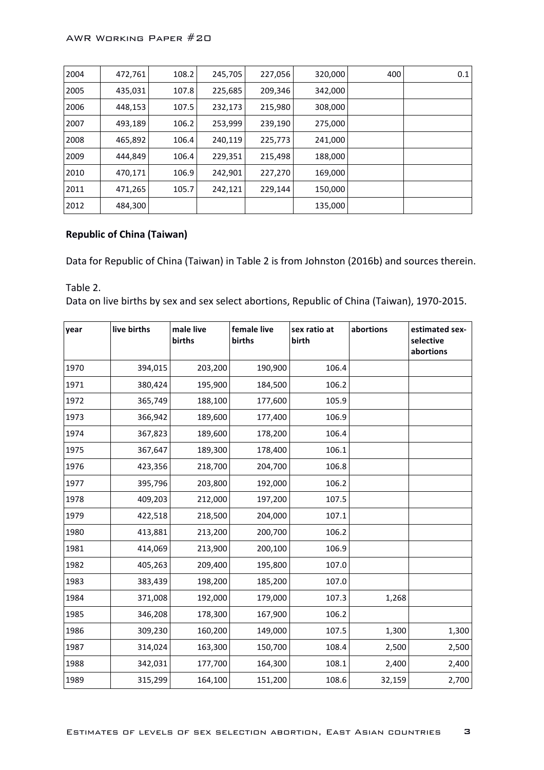| 2004 | 472,761 | 108.2 | 245,705 | 227,056 | 320,000 | 400 | 0.1 |
|---|---|---|---|---|---|---|---|
| 2005 | 435,031 | 107.8 | 225,685 | 209,346 | 342,000 | | |
| 2006 | 448,153 | 107.5 | 232,173 | 215,980 | 308,000 | | |
| 2007 | 493,189 | 106.2 | 253,999 | 239,190 | 275,000 | | |
| 2008 | 465,892 | 106.4 | 240,119 | 225,773 | 241,000 | | |
| 2009 | 444,849 | 106.4 | 229,351 | 215,498 | 188,000 | | |
| 2010 | 470,171 | 106.9 | 242,901 | 227,270 | 169,000 | | |
| 2011 | 471,265 | 105.7 | 242,121 | 229,144 | 150,000 | | |
| 2012 | 484,300 | | | | 135,000 | | |

**Republic of China (Taiwan)**

Data for Republic of China (Taiwan) in Table 2 is from Johnston (2016b) and sources therein.

Table 2.
Data on live births by sex and sex select abortions, Republic of China (Taiwan), 1970-2015.

| year | live births | male live births | female live births | sex ratio at birth | abortions | estimated sex-selective abortions |
|---|---|---|---|---|---|---|
| 1970 | 394,015 | 203,200 | 190,900 | 106.4 | | |
| 1971 | 380,424 | 195,900 | 184,500 | 106.2 | | |
| 1972 | 365,749 | 188,100 | 177,600 | 105.9 | | |
| 1973 | 366,942 | 189,600 | 177,400 | 106.9 | | |
| 1974 | 367,823 | 189,600 | 178,200 | 106.4 | | |
| 1975 | 367,647 | 189,300 | 178,400 | 106.1 | | |
| 1976 | 423,356 | 218,700 | 204,700 | 106.8 | | |
| 1977 | 395,796 | 203,800 | 192,000 | 106.2 | | |
| 1978 | 409,203 | 212,000 | 197,200 | 107.5 | | |
| 1979 | 422,518 | 218,500 | 204,000 | 107.1 | | |
| 1980 | 413,881 | 213,200 | 200,700 | 106.2 | | |
| 1981 | 414,069 | 213,900 | 200,100 | 106.9 | | |
| 1982 | 405,263 | 209,400 | 195,800 | 107.0 | | |
| 1983 | 383,439 | 198,200 | 185,200 | 107.0 | | |
| 1984 | 371,008 | 192,000 | 179,000 | 107.3 | 1,268 | |
| 1985 | 346,208 | 178,300 | 167,900 | 106.2 | | |
| 1986 | 309,230 | 160,200 | 149,000 | 107.5 | 1,300 | 1,300 |
| 1987 | 314,024 | 163,300 | 150,700 | 108.4 | 2,500 | 2,500 |
| 1988 | 342,031 | 177,700 | 164,300 | 108.1 | 2,400 | 2,400 |
| 1989 | 315,299 | 164,100 | 151,200 | 108.6 | 32,159 | 2,700 |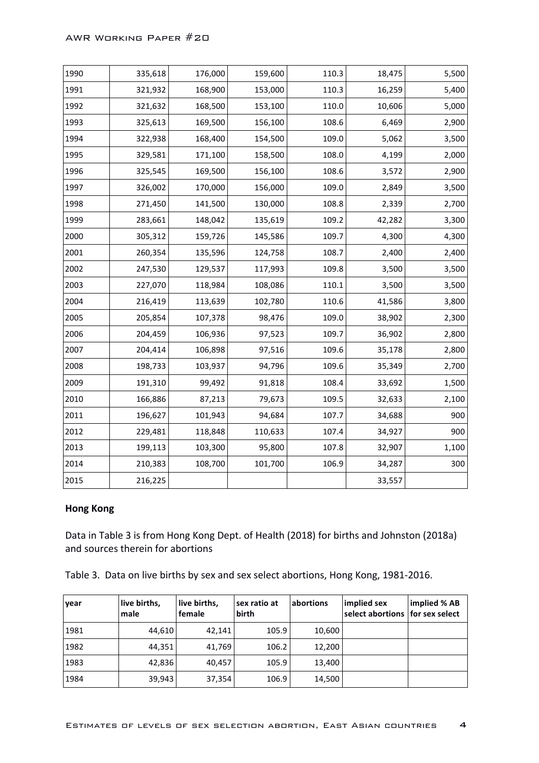| | | | | | | |
|---|---|---|---|---|---|---|
| 1990 | 335,618 | 176,000 | 159,600 | 110.3 | 18,475 | 5,500 |
| 1991 | 321,932 | 168,900 | 153,000 | 110.3 | 16,259 | 5,400 |
| 1992 | 321,632 | 168,500 | 153,100 | 110.0 | 10,606 | 5,000 |
| 1993 | 325,613 | 169,500 | 156,100 | 108.6 | 6,469 | 2,900 |
| 1994 | 322,938 | 168,400 | 154,500 | 109.0 | 5,062 | 3,500 |
| 1995 | 329,581 | 171,100 | 158,500 | 108.0 | 4,199 | 2,000 |
| 1996 | 325,545 | 169,500 | 156,100 | 108.6 | 3,572 | 2,900 |
| 1997 | 326,002 | 170,000 | 156,000 | 109.0 | 2,849 | 3,500 |
| 1998 | 271,450 | 141,500 | 130,000 | 108.8 | 2,339 | 2,700 |
| 1999 | 283,661 | 148,042 | 135,619 | 109.2 | 42,282 | 3,300 |
| 2000 | 305,312 | 159,726 | 145,586 | 109.7 | 4,300 | 4,300 |
| 2001 | 260,354 | 135,596 | 124,758 | 108.7 | 2,400 | 2,400 |
| 2002 | 247,530 | 129,537 | 117,993 | 109.8 | 3,500 | 3,500 |
| 2003 | 227,070 | 118,984 | 108,086 | 110.1 | 3,500 | 3,500 |
| 2004 | 216,419 | 113,639 | 102,780 | 110.6 | 41,586 | 3,800 |
| 2005 | 205,854 | 107,378 | 98,476 | 109.0 | 38,902 | 2,300 |
| 2006 | 204,459 | 106,936 | 97,523 | 109.7 | 36,902 | 2,800 |
| 2007 | 204,414 | 106,898 | 97,516 | 109.6 | 35,178 | 2,800 |
| 2008 | 198,733 | 103,937 | 94,796 | 109.6 | 35,349 | 2,700 |
| 2009 | 191,310 | 99,492 | 91,818 | 108.4 | 33,692 | 1,500 |
| 2010 | 166,886 | 87,213 | 79,673 | 109.5 | 32,633 | 2,100 |
| 2011 | 196,627 | 101,943 | 94,684 | 107.7 | 34,688 | 900 |
| 2012 | 229,481 | 118,848 | 110,633 | 107.4 | 34,927 | 900 |
| 2013 | 199,113 | 103,300 | 95,800 | 107.8 | 32,907 | 1,100 |
| 2014 | 210,383 | 108,700 | 101,700 | 106.9 | 34,287 | 300 |
| 2015 | 216,225 | | | | 33,557 | |

**Hong Kong**

Data in Table 3 is from Hong Kong Dept. of Health (2018) for births and Johnston (2018a) and sources therein for abortions

Table 3. Data on live births by sex and sex select abortions, Hong Kong, 1981-2016.

| year | live births, male | live births, female | sex ratio at birth | abortions | implied sex select abortions | implied % AB for sex select |
|---|---|---|---|---|---|---|
| 1981 | 44,610 | 42,141 | 105.9 | 10,600 | | |
| 1982 | 44,351 | 41,769 | 106.2 | 12,200 | | |
| 1983 | 42,836 | 40,457 | 105.9 | 13,400 | | |
| 1984 | 39,943 | 37,354 | 106.9 | 14,500 | | |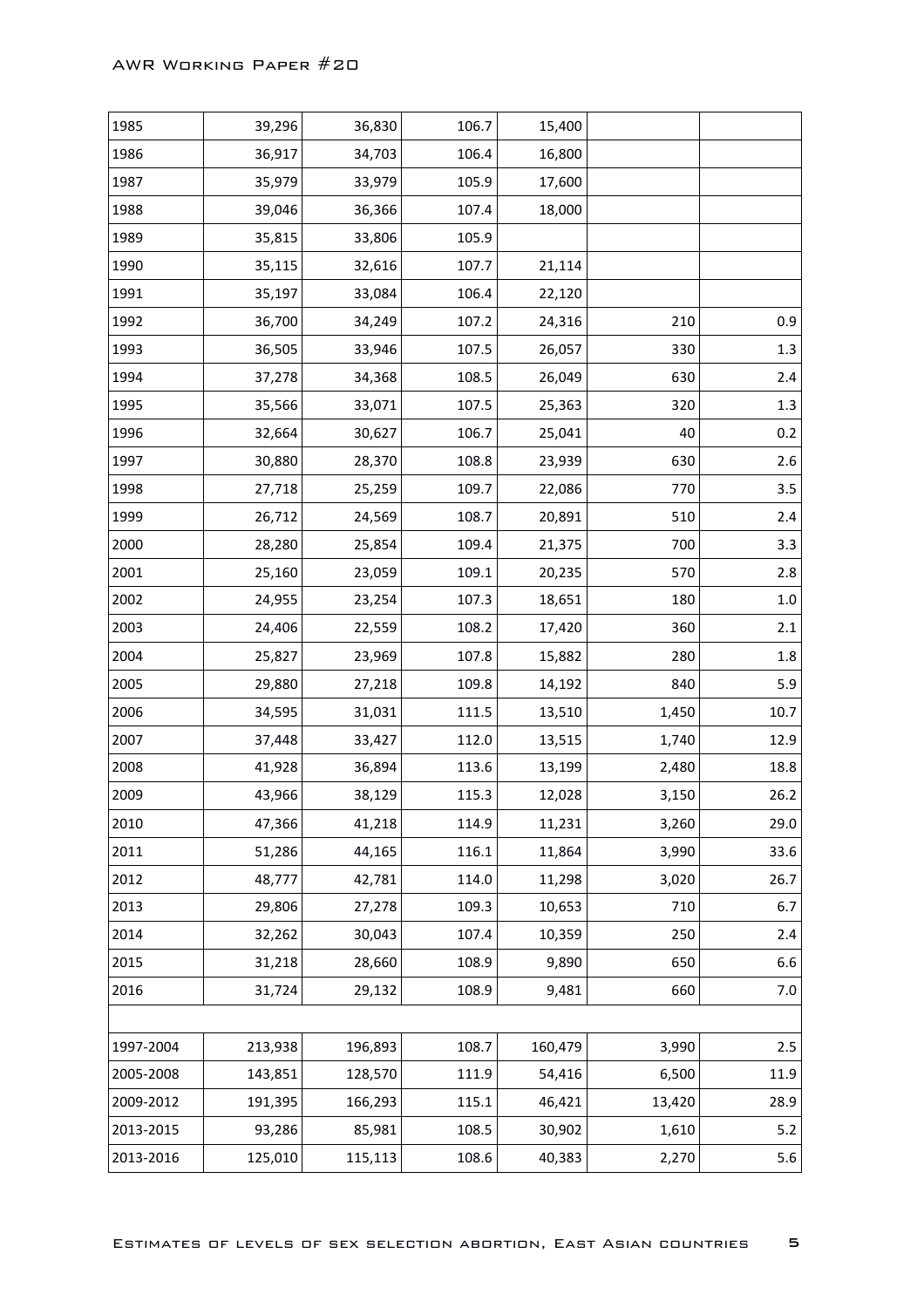| | | | | | | |
|---|---|---|---|---|---|---|
| 1985 | 39,296 | 36,830 | 106.7 | 15,400 | | |
| 1986 | 36,917 | 34,703 | 106.4 | 16,800 | | |
| 1987 | 35,979 | 33,979 | 105.9 | 17,600 | | |
| 1988 | 39,046 | 36,366 | 107.4 | 18,000 | | |
| 1989 | 35,815 | 33,806 | 105.9 | | | |
| 1990 | 35,115 | 32,616 | 107.7 | 21,114 | | |
| 1991 | 35,197 | 33,084 | 106.4 | 22,120 | | |
| 1992 | 36,700 | 34,249 | 107.2 | 24,316 | 210 | 0.9 |
| 1993 | 36,505 | 33,946 | 107.5 | 26,057 | 330 | 1.3 |
| 1994 | 37,278 | 34,368 | 108.5 | 26,049 | 630 | 2.4 |
| 1995 | 35,566 | 33,071 | 107.5 | 25,363 | 320 | 1.3 |
| 1996 | 32,664 | 30,627 | 106.7 | 25,041 | 40 | 0.2 |
| 1997 | 30,880 | 28,370 | 108.8 | 23,939 | 630 | 2.6 |
| 1998 | 27,718 | 25,259 | 109.7 | 22,086 | 770 | 3.5 |
| 1999 | 26,712 | 24,569 | 108.7 | 20,891 | 510 | 2.4 |
| 2000 | 28,280 | 25,854 | 109.4 | 21,375 | 700 | 3.3 |
| 2001 | 25,160 | 23,059 | 109.1 | 20,235 | 570 | 2.8 |
| 2002 | 24,955 | 23,254 | 107.3 | 18,651 | 180 | 1.0 |
| 2003 | 24,406 | 22,559 | 108.2 | 17,420 | 360 | 2.1 |
| 2004 | 25,827 | 23,969 | 107.8 | 15,882 | 280 | 1.8 |
| 2005 | 29,880 | 27,218 | 109.8 | 14,192 | 840 | 5.9 |
| 2006 | 34,595 | 31,031 | 111.5 | 13,510 | 1,450 | 10.7 |
| 2007 | 37,448 | 33,427 | 112.0 | 13,515 | 1,740 | 12.9 |
| 2008 | 41,928 | 36,894 | 113.6 | 13,199 | 2,480 | 18.8 |
| 2009 | 43,966 | 38,129 | 115.3 | 12,028 | 3,150 | 26.2 |
| 2010 | 47,366 | 41,218 | 114.9 | 11,231 | 3,260 | 29.0 |
| 2011 | 51,286 | 44,165 | 116.1 | 11,864 | 3,990 | 33.6 |
| 2012 | 48,777 | 42,781 | 114.0 | 11,298 | 3,020 | 26.7 |
| 2013 | 29,806 | 27,278 | 109.3 | 10,653 | 710 | 6.7 |
| 2014 | 32,262 | 30,043 | 107.4 | 10,359 | 250 | 2.4 |
| 2015 | 31,218 | 28,660 | 108.9 | 9,890 | 650 | 6.6 |
| 2016 | 31,724 | 29,132 | 108.9 | 9,481 | 660 | 7.0 |
| | | | | | | |
| 1997-2004 | 213,938 | 196,893 | 108.7 | 160,479 | 3,990 | 2.5 |
| 2005-2008 | 143,851 | 128,570 | 111.9 | 54,416 | 6,500 | 11.9 |
| 2009-2012 | 191,395 | 166,293 | 115.1 | 46,421 | 13,420 | 28.9 |
| 2013-2015 | 93,286 | 85,981 | 108.5 | 30,902 | 1,610 | 5.2 |
| 2013-2016 | 125,010 | 115,113 | 108.6 | 40,383 | 2,270 | 5.6 |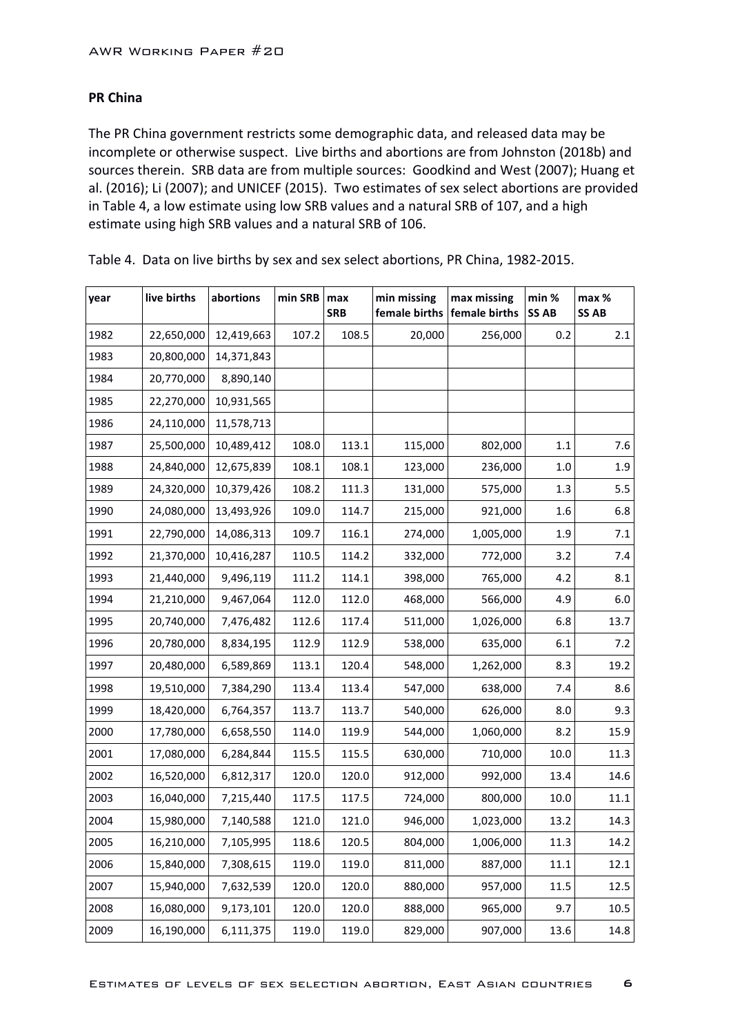**PR China**

The PR China government restricts some demographic data, and released data may be incomplete or otherwise suspect. Live births and abortions are from Johnston (2018b) and sources therein. SRB data are from multiple sources: Goodkind and West (2007); Huang et al. (2016); Li (2007); and UNICEF (2015). Two estimates of sex select abortions are provided in Table 4, a low estimate using low SRB values and a natural SRB of 107, and a high estimate using high SRB values and a natural SRB of 106.

Table 4. Data on live births by sex and sex select abortions, PR China, 1982-2015.

| year | live births | abortions | min SRB | max SRB | min missing female births | max missing female births | min % SS AB | max % SS AB |
|---|---|---|---|---|---|---|---|---|
| 1982 | 22,650,000 | 12,419,663 | 107.2 | 108.5 | 20,000 | 256,000 | 0.2 | 2.1 |
| 1983 | 20,800,000 | 14,371,843 | | | | | | |
| 1984 | 20,770,000 | 8,890,140 | | | | | | |
| 1985 | 22,270,000 | 10,931,565 | | | | | | |
| 1986 | 24,110,000 | 11,578,713 | | | | | | |
| 1987 | 25,500,000 | 10,489,412 | 108.0 | 113.1 | 115,000 | 802,000 | 1.1 | 7.6 |
| 1988 | 24,840,000 | 12,675,839 | 108.1 | 108.1 | 123,000 | 236,000 | 1.0 | 1.9 |
| 1989 | 24,320,000 | 10,379,426 | 108.2 | 111.3 | 131,000 | 575,000 | 1.3 | 5.5 |
| 1990 | 24,080,000 | 13,493,926 | 109.0 | 114.7 | 215,000 | 921,000 | 1.6 | 6.8 |
| 1991 | 22,790,000 | 14,086,313 | 109.7 | 116.1 | 274,000 | 1,005,000 | 1.9 | 7.1 |
| 1992 | 21,370,000 | 10,416,287 | 110.5 | 114.2 | 332,000 | 772,000 | 3.2 | 7.4 |
| 1993 | 21,440,000 | 9,496,119 | 111.2 | 114.1 | 398,000 | 765,000 | 4.2 | 8.1 |
| 1994 | 21,210,000 | 9,467,064 | 112.0 | 112.0 | 468,000 | 566,000 | 4.9 | 6.0 |
| 1995 | 20,740,000 | 7,476,482 | 112.6 | 117.4 | 511,000 | 1,026,000 | 6.8 | 13.7 |
| 1996 | 20,780,000 | 8,834,195 | 112.9 | 112.9 | 538,000 | 635,000 | 6.1 | 7.2 |
| 1997 | 20,480,000 | 6,589,869 | 113.1 | 120.4 | 548,000 | 1,262,000 | 8.3 | 19.2 |
| 1998 | 19,510,000 | 7,384,290 | 113.4 | 113.4 | 547,000 | 638,000 | 7.4 | 8.6 |
| 1999 | 18,420,000 | 6,764,357 | 113.7 | 113.7 | 540,000 | 626,000 | 8.0 | 9.3 |
| 2000 | 17,780,000 | 6,658,550 | 114.0 | 119.9 | 544,000 | 1,060,000 | 8.2 | 15.9 |
| 2001 | 17,080,000 | 6,284,844 | 115.5 | 115.5 | 630,000 | 710,000 | 10.0 | 11.3 |
| 2002 | 16,520,000 | 6,812,317 | 120.0 | 120.0 | 912,000 | 992,000 | 13.4 | 14.6 |
| 2003 | 16,040,000 | 7,215,440 | 117.5 | 117.5 | 724,000 | 800,000 | 10.0 | 11.1 |
| 2004 | 15,980,000 | 7,140,588 | 121.0 | 121.0 | 946,000 | 1,023,000 | 13.2 | 14.3 |
| 2005 | 16,210,000 | 7,105,995 | 118.6 | 120.5 | 804,000 | 1,006,000 | 11.3 | 14.2 |
| 2006 | 15,840,000 | 7,308,615 | 119.0 | 119.0 | 811,000 | 887,000 | 11.1 | 12.1 |
| 2007 | 15,940,000 | 7,632,539 | 120.0 | 120.0 | 880,000 | 957,000 | 11.5 | 12.5 |
| 2008 | 16,080,000 | 9,173,101 | 120.0 | 120.0 | 888,000 | 965,000 | 9.7 | 10.5 |
| 2009 | 16,190,000 | 6,111,375 | 119.0 | 119.0 | 829,000 | 907,000 | 13.6 | 14.8 |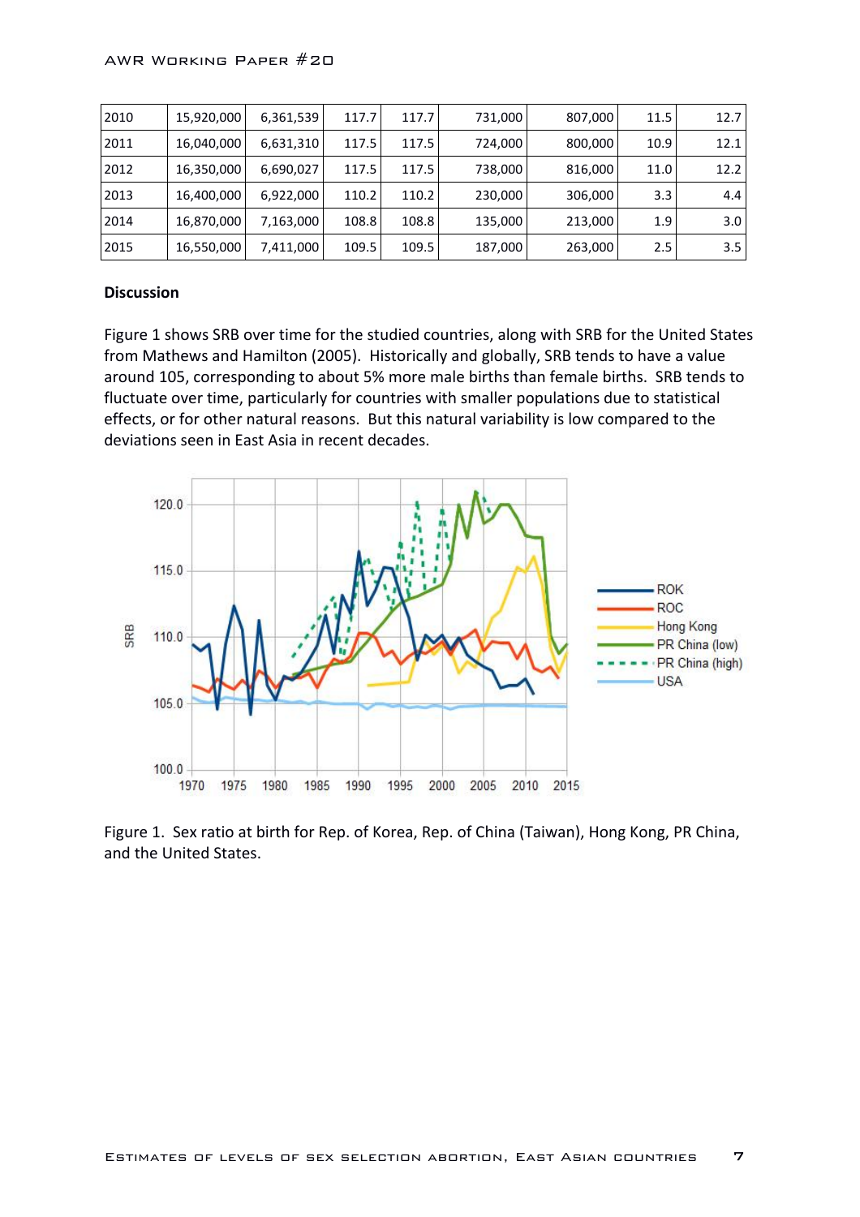| 2010 | 15,920,000 | 6,361,539 | 117.7 | 117.7 | 731,000 | 807,000 | 11.5 | 12.7 |
|---|---|---|---|---|---|---|---|---|
| 2011 | 16,040,000 | 6,631,310 | 117.5 | 117.5 | 724,000 | 800,000 | 10.9 | 12.1 |
| 2012 | 16,350,000 | 6,690,027 | 117.5 | 117.5 | 738,000 | 816,000 | 11.0 | 12.2 |
| 2013 | 16,400,000 | 6,922,000 | 110.2 | 110.2 | 230,000 | 306,000 | 3.3 | 4.4 |
| 2014 | 16,870,000 | 7,163,000 | 108.8 | 108.8 | 135,000 | 213,000 | 1.9 | 3.0 |
| 2015 | 16,550,000 | 7,411,000 | 109.5 | 109.5 | 187,000 | 263,000 | 2.5 | 3.5 |

**Discussion**

Figure 1 shows SRB over time for the studied countries, along with SRB for the United States from Mathews and Hamilton (2005). Historically and globally, SRB tends to have a value around 105, corresponding to about 5% more male births than female births. SRB tends to fluctuate over time, particularly for countries with smaller populations due to statistical effects, or for other natural reasons. But this natural variability is low compared to the deviations seen in East Asia in recent decades.

Figure 1. Sex ratio at birth for Rep. of Korea, Rep. of China (Taiwan), Hong Kong, PR China, and the United States.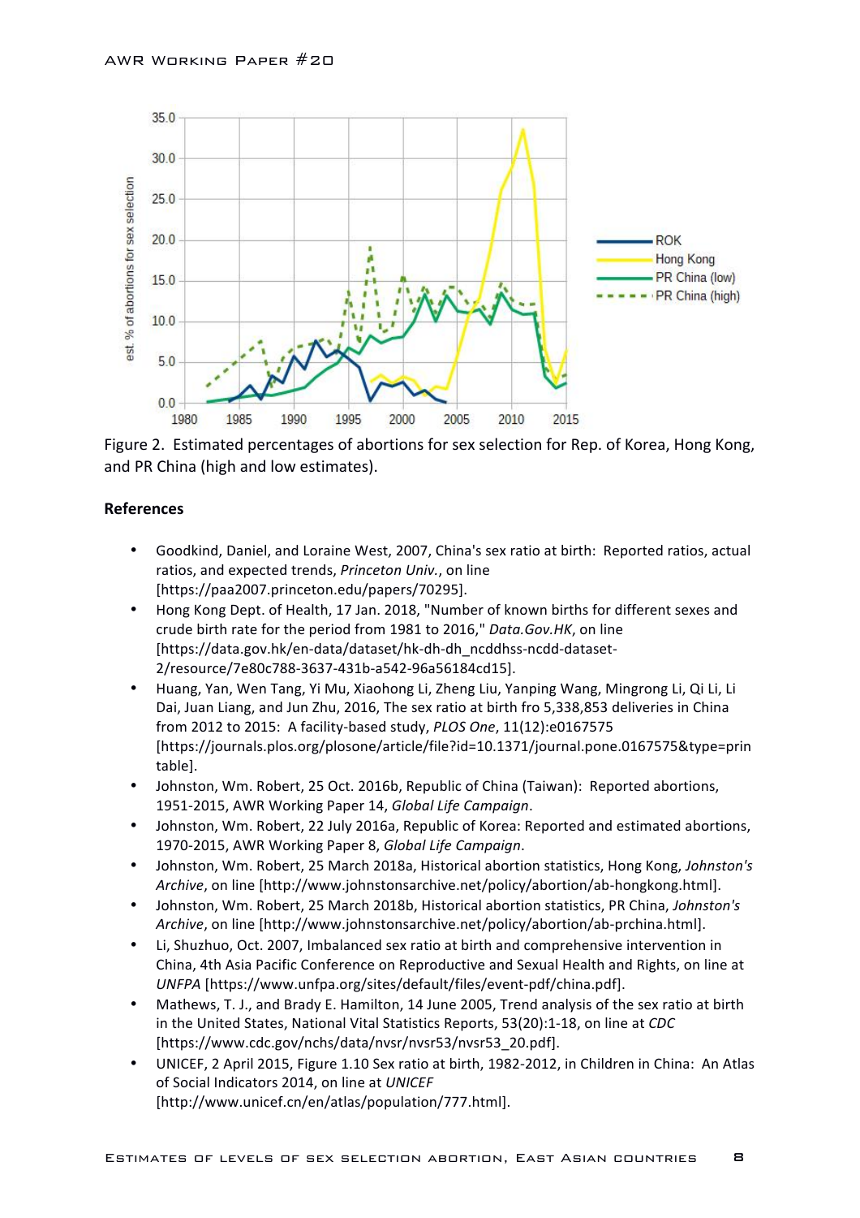Figure 2. Estimated percentages of abortions for sex selection for Rep. of Korea, Hong Kong, and PR China (high and low estimates).

## References

- Goodkind, Daniel, and Loraine West, 2007, China's sex ratio at birth: Reported ratios, actual ratios, and expected trends, *Princeton Univ.*, on line [https://paa2007.princeton.edu/papers/70295].
- Hong Kong Dept. of Health, 17 Jan. 2018, "Number of known births for different sexes and crude birth rate for the period from 1981 to 2016," *Data.Gov.HK*, on line [https://data.gov.hk/en-data/dataset/hk-dh-dh_ncddhss-ncdd-dataset-2/resource/7e80c788-3637-431b-a542-96a56184cd15].
- Huang, Yan, Wen Tang, Yi Mu, Xiaohong Li, Zheng Liu, Yanping Wang, Mingrong Li, Qi Li, Li Dai, Juan Liang, and Jun Zhu, 2016, The sex ratio at birth fro 5,338,853 deliveries in China from 2012 to 2015: A facility-based study, *PLOS One*, 11(12):e0167575 [https://journals.plos.org/plosone/article/file?id=10.1371/journal.pone.0167575&type=printable].
- Johnston, Wm. Robert, 25 Oct. 2016b, Republic of China (Taiwan): Reported abortions, 1951-2015, AWR Working Paper 14, *Global Life Campaign*.
- Johnston, Wm. Robert, 22 July 2016a, Republic of Korea: Reported and estimated abortions, 1970-2015, AWR Working Paper 8, *Global Life Campaign*.
- Johnston, Wm. Robert, 25 March 2018a, Historical abortion statistics, Hong Kong, *Johnston's Archive*, on line [http://www.johnstonsarchive.net/policy/abortion/ab-hongkong.html].
- Johnston, Wm. Robert, 25 March 2018b, Historical abortion statistics, PR China, *Johnston's Archive*, on line [http://www.johnstonsarchive.net/policy/abortion/ab-prchina.html].
- Li, Shuzhuo, Oct. 2007, Imbalanced sex ratio at birth and comprehensive intervention in China, 4th Asia Pacific Conference on Reproductive and Sexual Health and Rights, on line at *UNFPA* [https://www.unfpa.org/sites/default/files/event-pdf/china.pdf].
- Mathews, T. J., and Brady E. Hamilton, 14 June 2005, Trend analysis of the sex ratio at birth in the United States, National Vital Statistics Reports, 53(20):1-18, on line at *CDC* [https://www.cdc.gov/nchs/data/nvsr/nvsr53/nvsr53_20.pdf].
- UNICEF, 2 April 2015, Figure 1.10 Sex ratio at birth, 1982-2012, in Children in China: An Atlas of Social Indicators 2014, on line at *UNICEF* [http://www.unicef.cn/en/atlas/population/777.html].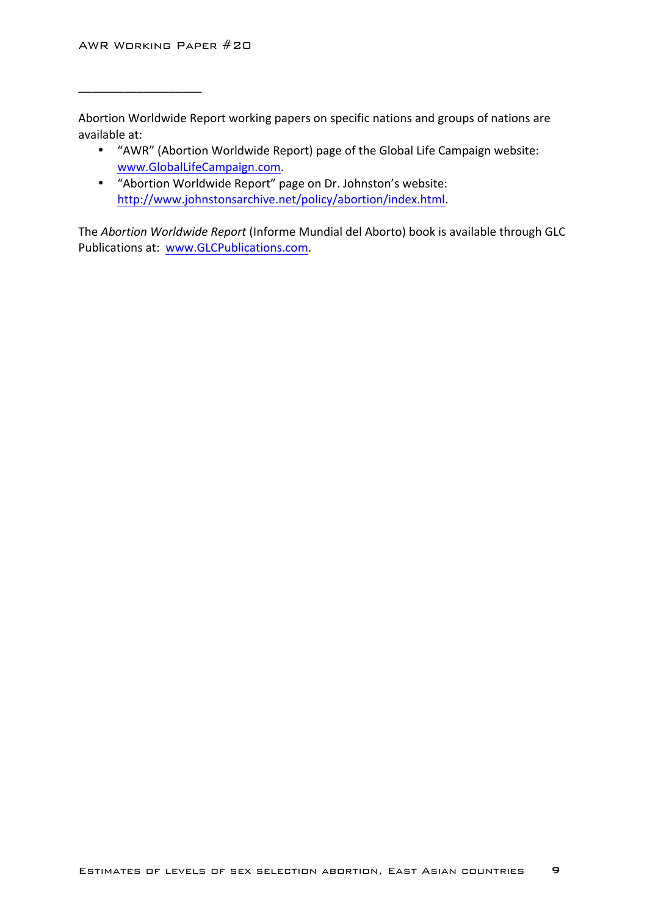___________________

Abortion Worldwide Report working papers on specific nations and groups of nations are available at:

- "AWR" (Abortion Worldwide Report) page of the Global Life Campaign website: www.GlobalLifeCampaign.com.
- "Abortion Worldwide Report" page on Dr. Johnston's website: http://www.johnstonsarchive.net/policy/abortion/index.html.

The *Abortion Worldwide Report* (Informe Mundial del Aborto) book is available through GLC Publications at: www.GLCPublications.com.